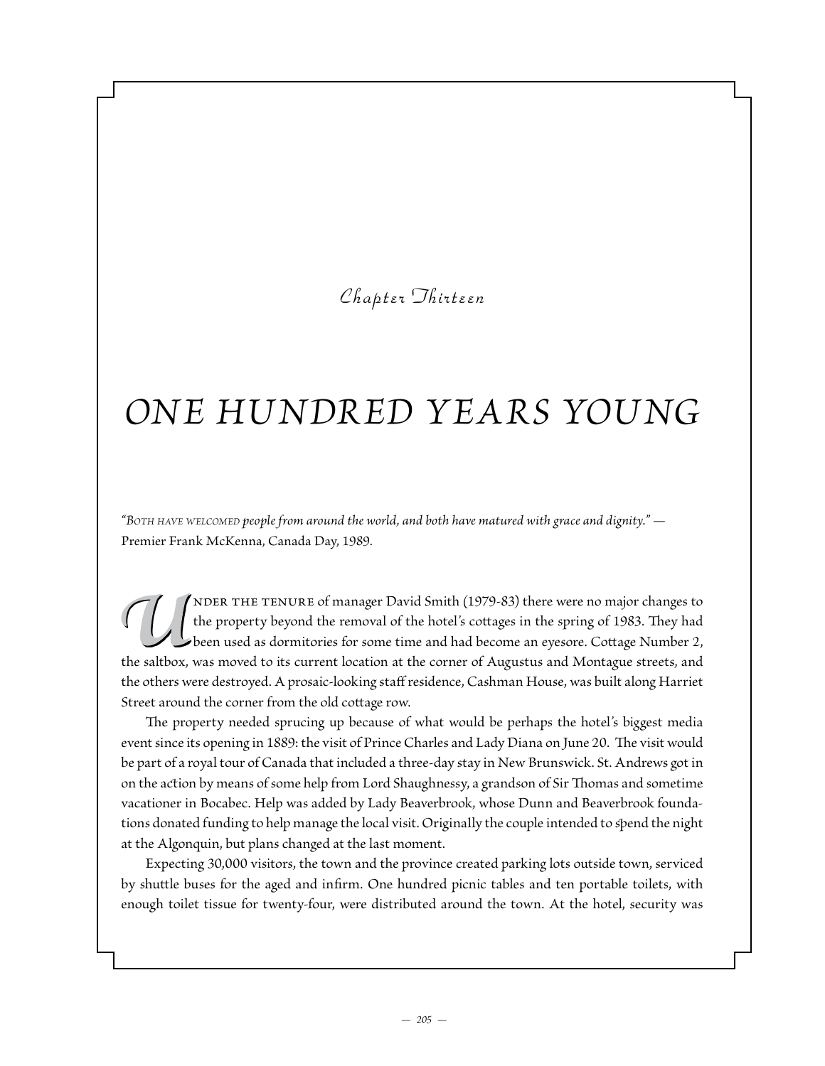*Chapter Thirteen*

# ONE HUNDRED YEARS YOUNG

*"Both have welcomed people from around the world, and both have matured with grace and dignity."* — Premier Frank McKenna, Canada Day, 1989.

Under the tenure of manager David Smith (1979-83) there were no major changes to the property beyond the removal of the hotel's cottages in the spring of 1983. They had been used as dormitories for some time and had become an eyesore. Cottage Number 2, the saltbox, was moved to its current location at the corner of Augustus and Montague streets, and the others were destroyed. A prosaic-looking staff residence, Cashman House, was built along Harriet Street around the corner from the old cottage row.

The property needed sprucing up because of what would be perhaps the hotel's biggest media event since its opening in 1889: the visit of Prince Charles and Lady Diana on June 20. The visit would be part of a royal tour of Canada that included a three-day stay in New Brunswick. St. Andrews got in on the action by means of some help from Lord Shaughnessy, a grandson of Sir Thomas and sometime vacationer in Bocabec. Help was added by Lady Beaverbrook, whose Dunn and Beaverbrook foundations donated funding to help manage the local visit. Originally the couple intended to spend the night at the Algonquin, but plans changed at the last moment.

Expecting 30,000 visitors, the town and the province created parking lots outside town, serviced by shuttle buses for the aged and infirm. One hundred picnic tables and ten portable toilets, with enough toilet tissue for twenty-four, were distributed around the town. At the hotel, security was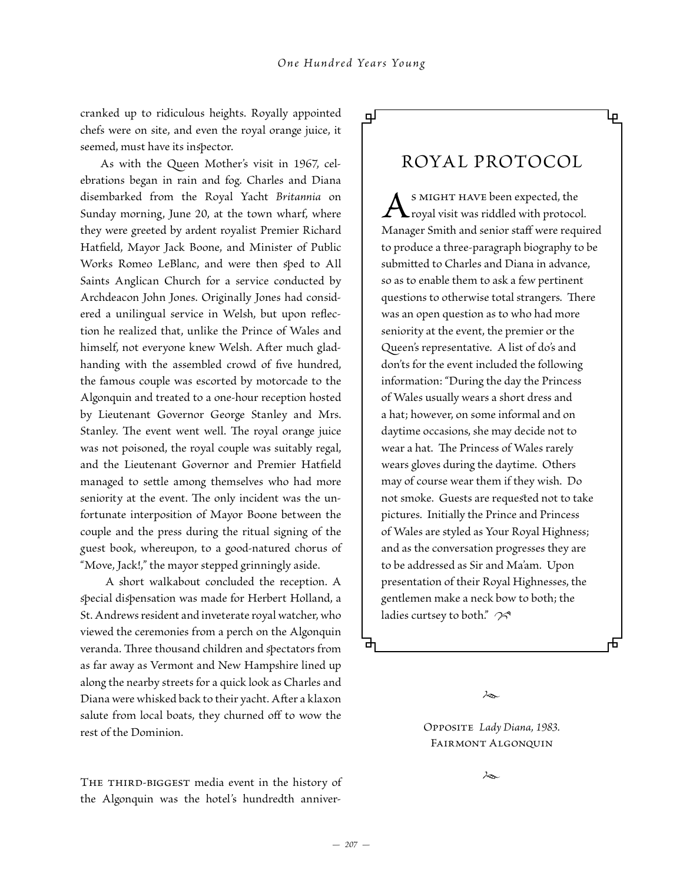cranked up to ridiculous heights. Royally appointed chefs were on site, and even the royal orange juice, it seemed, must have its inspector.

As with the Queen Mother's visit in 1967, celebrations began in rain and fog. Charles and Diana disembarked from the Royal Yacht *Britannia* on Sunday morning, June 20, at the town wharf, where they were greeted by ardent royalist Premier Richard Hatfield, Mayor Jack Boone, and Minister of Public Works Romeo LeBlanc, and were then sped to All Saints Anglican Church for a service conducted by Archdeacon John Jones. Originally Jones had considered a unilingual service in Welsh, but upon reflection he realized that, unlike the Prince of Wales and himself, not everyone knew Welsh. After much gladhanding with the assembled crowd of five hundred, the famous couple was escorted by motorcade to the Algonquin and treated to a one-hour reception hosted by Lieutenant Governor George Stanley and Mrs. Stanley. The event went well. The royal orange juice was not poisoned, the royal couple was suitably regal, and the Lieutenant Governor and Premier Hatfield managed to settle among themselves who had more seniority at the event. The only incident was the unfortunate interposition of Mayor Boone between the couple and the press during the ritual signing of the guest book, whereupon, to a good-natured chorus of "Move, Jack!," the mayor stepped grinningly aside.

A short walkabout concluded the reception. A special dispensation was made for Herbert Holland, a St. Andrews resident and inveterate royal watcher, who viewed the ceremonies from a perch on the Algonquin veranda. Three thousand children and spectators from as far away as Vermont and New Hampshire lined up along the nearby streets for a quick look as Charles and Diana were whisked back to their yacht. After a klaxon salute from local boats, they churned off to wow the rest of the Dominion.

## ROYAL PROTOCOL

As might have been expected, the royal visit was riddled with protocol. Manager Smith and senior staff were required to produce a three-paragraph biography to be submitted to Charles and Diana in advance, so as to enable them to ask a few pertinent questions to otherwise total strangers. There was an open question as to who had more seniority at the event, the premier or the Queen's representative. A list of do's and don'ts for the event included the following information: "During the day the Princess of Wales usually wears a short dress and a hat; however, on some informal and on daytime occasions, she may decide not to wear a hat. The Princess of Wales rarely wears gloves during the daytime. Others may of course wear them if they wish. Do not smoke. Guests are requested not to take pictures. Initially the Prince and Princess of Wales are styled as Your Royal Highness; and as the conversation progresses they are to be addressed as Sir and Ma'am. Upon presentation of their Royal Highnesses, the gentlemen make a neck bow to both; the ladies curtsey to both."

Opposite *Lady Diana, 1983.*
Fairmont Algonquin

The third-biggest media event in the history of the Algonquin was the hotel's hundredth anniver-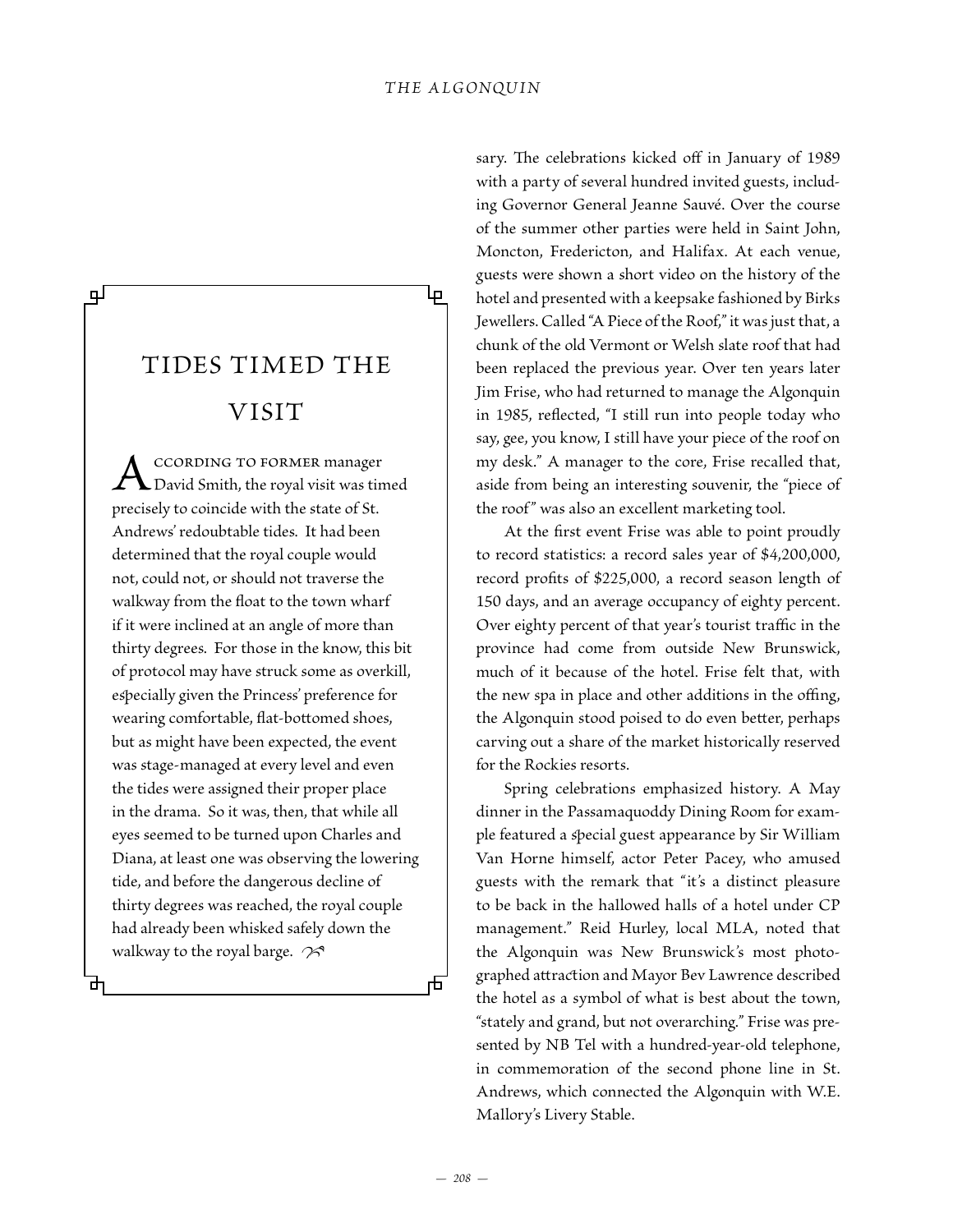## TIDES TIMED THE VISIT

According to former manager David Smith, the royal visit was timed precisely to coincide with the state of St. Andrews' redoubtable tides. It had been determined that the royal couple would not, could not, or should not traverse the walkway from the float to the town wharf if it were inclined at an angle of more than thirty degrees. For those in the know, this bit of protocol may have struck some as overkill, especially given the Princess' preference for wearing comfortable, flat-bottomed shoes, but as might have been expected, the event was stage-managed at every level and even the tides were assigned their proper place in the drama. So it was, then, that while all eyes seemed to be turned upon Charles and Diana, at least one was observing the lowering tide, and before the dangerous decline of thirty degrees was reached, the royal couple had already been whisked safely down the walkway to the royal barge.

sary. The celebrations kicked off in January of 1989 with a party of several hundred invited guests, including Governor General Jeanne Sauvé. Over the course of the summer other parties were held in Saint John, Moncton, Fredericton, and Halifax. At each venue, guests were shown a short video on the history of the hotel and presented with a keepsake fashioned by Birks Jewellers. Called "A Piece of the Roof," it was just that, a chunk of the old Vermont or Welsh slate roof that had been replaced the previous year. Over ten years later Jim Frise, who had returned to manage the Algonquin in 1985, reflected, "I still run into people today who say, gee, you know, I still have your piece of the roof on my desk." A manager to the core, Frise recalled that, aside from being an interesting souvenir, the "piece of the roof" was also an excellent marketing tool.

At the first event Frise was able to point proudly to record statistics: a record sales year of $4,200,000, record profits of $225,000, a record season length of 150 days, and an average occupancy of eighty percent. Over eighty percent of that year's tourist traffic in the province had come from outside New Brunswick, much of it because of the hotel. Frise felt that, with the new spa in place and other additions in the offing, the Algonquin stood poised to do even better, perhaps carving out a share of the market historically reserved for the Rockies resorts.

Spring celebrations emphasized history. A May dinner in the Passamaquoddy Dining Room for example featured a special guest appearance by Sir William Van Horne himself, actor Peter Pacey, who amused guests with the remark that "it's a distinct pleasure to be back in the hallowed halls of a hotel under CP management." Reid Hurley, local MLA, noted that the Algonquin was New Brunswick's most photographed attraction and Mayor Bev Lawrence described the hotel as a symbol of what is best about the town, "stately and grand, but not overarching." Frise was presented by NB Tel with a hundred-year-old telephone, in commemoration of the second phone line in St. Andrews, which connected the Algonquin with W.E. Mallory's Livery Stable.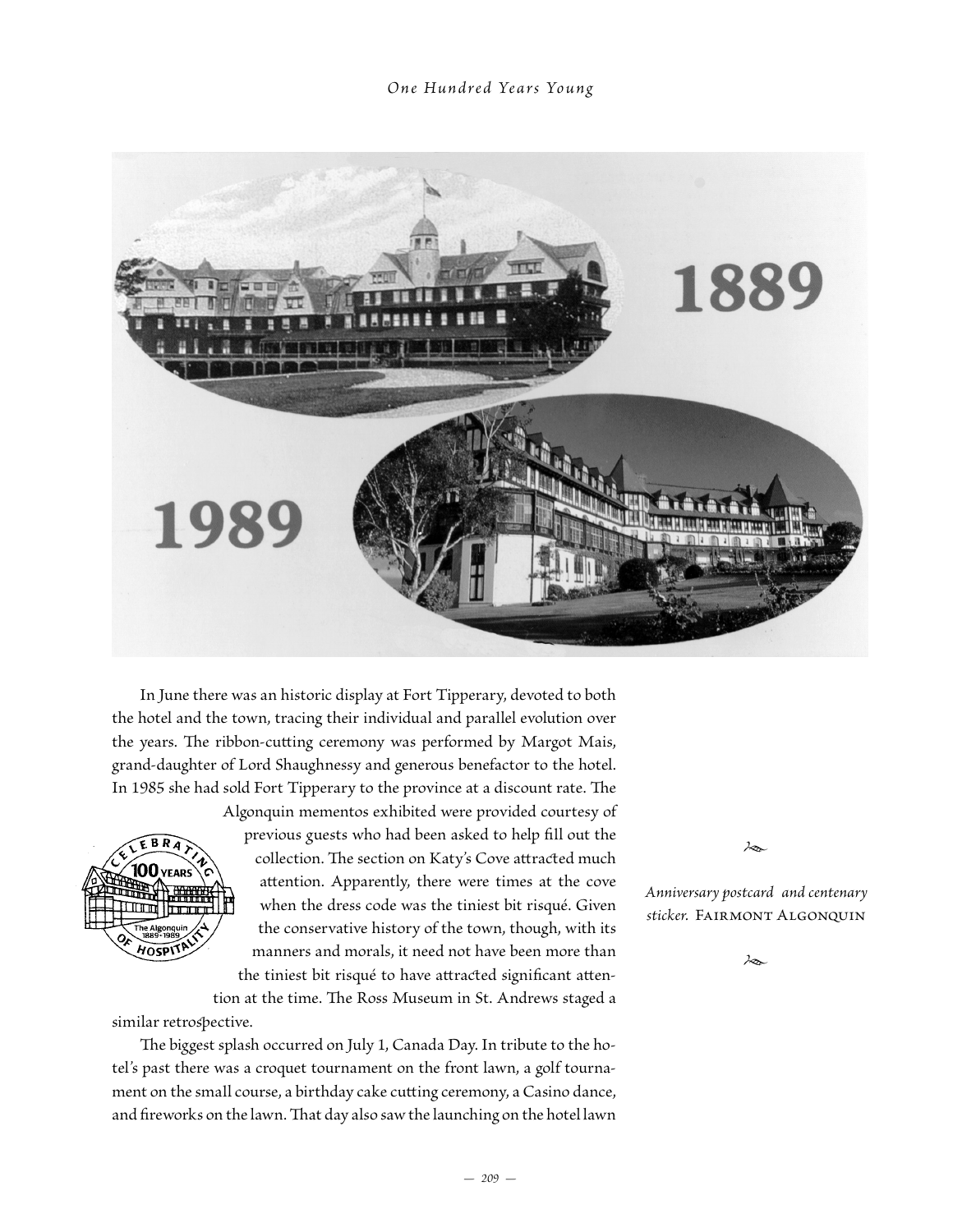In June there was an historic display at Fort Tipperary, devoted to both the hotel and the town, tracing their individual and parallel evolution over the years. The ribbon-cutting ceremony was performed by Margot Mais, grand-daughter of Lord Shaughnessy and generous benefactor to the hotel. In 1985 she had sold Fort Tipperary to the province at a discount rate. The Algonquin mementos exhibited were provided courtesy of previous guests who had been asked to help fill out the collection. The section on Katy's Cove attracted much attention. Apparently, there were times at the cove when the dress code was the tiniest bit risqué. Given the conservative history of the town, though, with its manners and morals, it need not have been more than the tiniest bit risqué to have attracted significant attention at the time. The Ross Museum in St. Andrews staged a similar retrospective.

The biggest splash occurred on July 1, Canada Day. In tribute to the hotel's past there was a croquet tournament on the front lawn, a golf tournament on the small course, a birthday cake cutting ceremony, a Casino dance, and fireworks on the lawn. That day also saw the launching on the hotel lawn

*Anniversary postcard and centenary sticker.* FAIRMONT ALGONQUIN